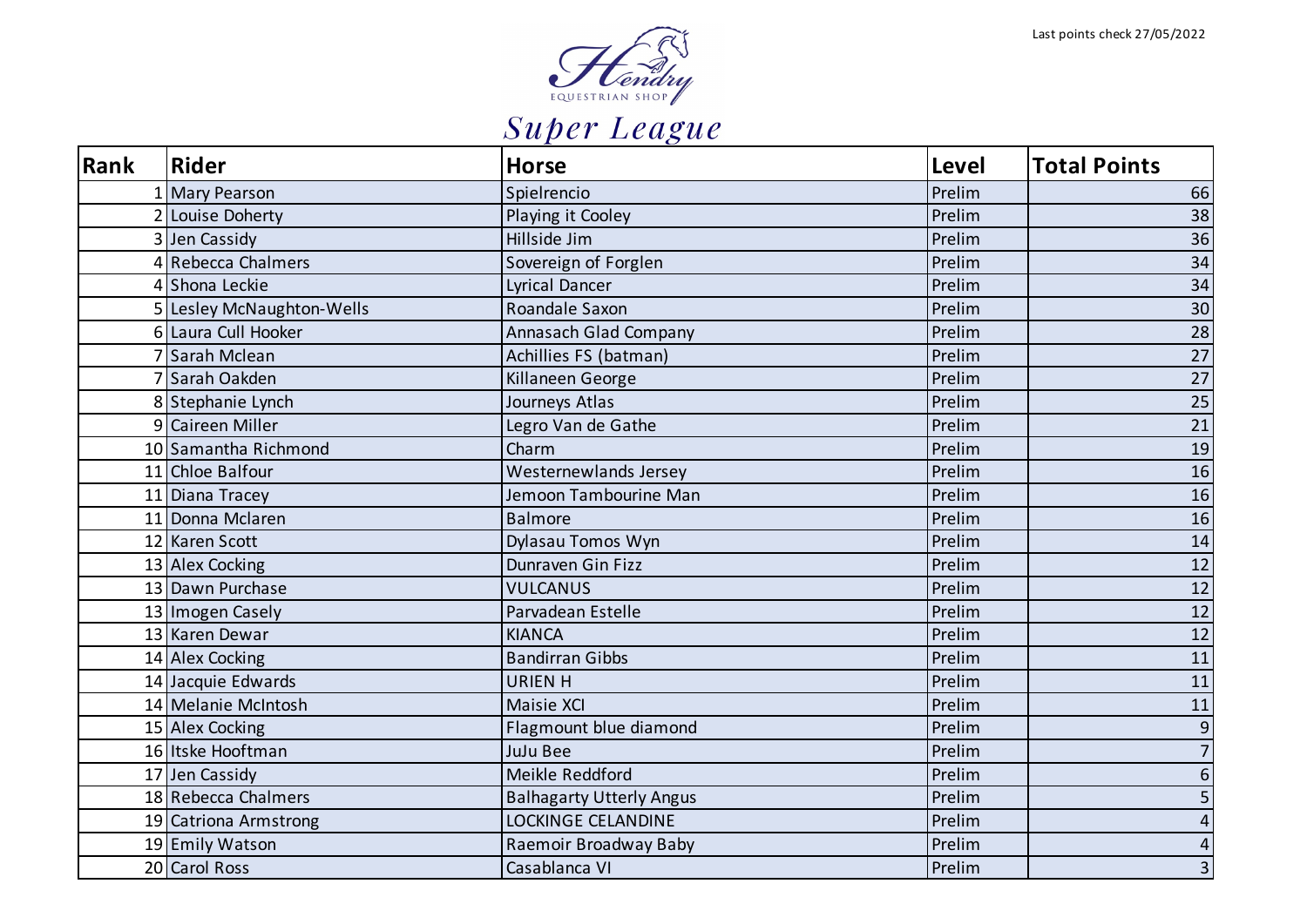Last points check 27/05/2022

Hendry Equestrian Shop

# Super League

| Rank | Rider | Horse | Level | Total Points |
|---|---|---|---|---|
| 1 | Mary Pearson | Spielrencio | Prelim | 66 |
| 2 | Louise Doherty | Playing it Cooley | Prelim | 38 |
| 3 | Jen Cassidy | Hillside Jim | Prelim | 36 |
| 4 | Rebecca Chalmers | Sovereign of Forglen | Prelim | 34 |
| 4 | Shona Leckie | Lyrical Dancer | Prelim | 34 |
| 5 | Lesley McNaughton-Wells | Roandale Saxon | Prelim | 30 |
| 6 | Laura Cull Hooker | Annasach Glad Company | Prelim | 28 |
| 7 | Sarah Mclean | Achillies FS (batman) | Prelim | 27 |
| 7 | Sarah Oakden | Killaneen George | Prelim | 27 |
| 8 | Stephanie Lynch | Journeys Atlas | Prelim | 25 |
| 9 | Caireen Miller | Legro Van de Gathe | Prelim | 21 |
| 10 | Samantha Richmond | Charm | Prelim | 19 |
| 11 | Chloe Balfour | Westernewlands Jersey | Prelim | 16 |
| 11 | Diana Tracey | Jemoon Tambourine Man | Prelim | 16 |
| 11 | Donna Mclaren | Balmore | Prelim | 16 |
| 12 | Karen Scott | Dylasau Tomos Wyn | Prelim | 14 |
| 13 | Alex Cocking | Dunraven Gin Fizz | Prelim | 12 |
| 13 | Dawn Purchase | VULCANUS | Prelim | 12 |
| 13 | Imogen Casely | Parvadean Estelle | Prelim | 12 |
| 13 | Karen Dewar | KIANCA | Prelim | 12 |
| 14 | Alex Cocking | Bandirran Gibbs | Prelim | 11 |
| 14 | Jacquie Edwards | URIEN H | Prelim | 11 |
| 14 | Melanie McIntosh | Maisie XCI | Prelim | 11 |
| 15 | Alex Cocking | Flagmount blue diamond | Prelim | 9 |
| 16 | Itske Hooftman | JuJu Bee | Prelim | 7 |
| 17 | Jen Cassidy | Meikle Reddford | Prelim | 6 |
| 18 | Rebecca Chalmers | Balhagarty Utterly Angus | Prelim | 5 |
| 19 | Catriona Armstrong | LOCKINGE CELANDINE | Prelim | 4 |
| 19 | Emily Watson | Raemoir Broadway Baby | Prelim | 4 |
| 20 | Carol Ross | Casablanca VI | Prelim | 3 |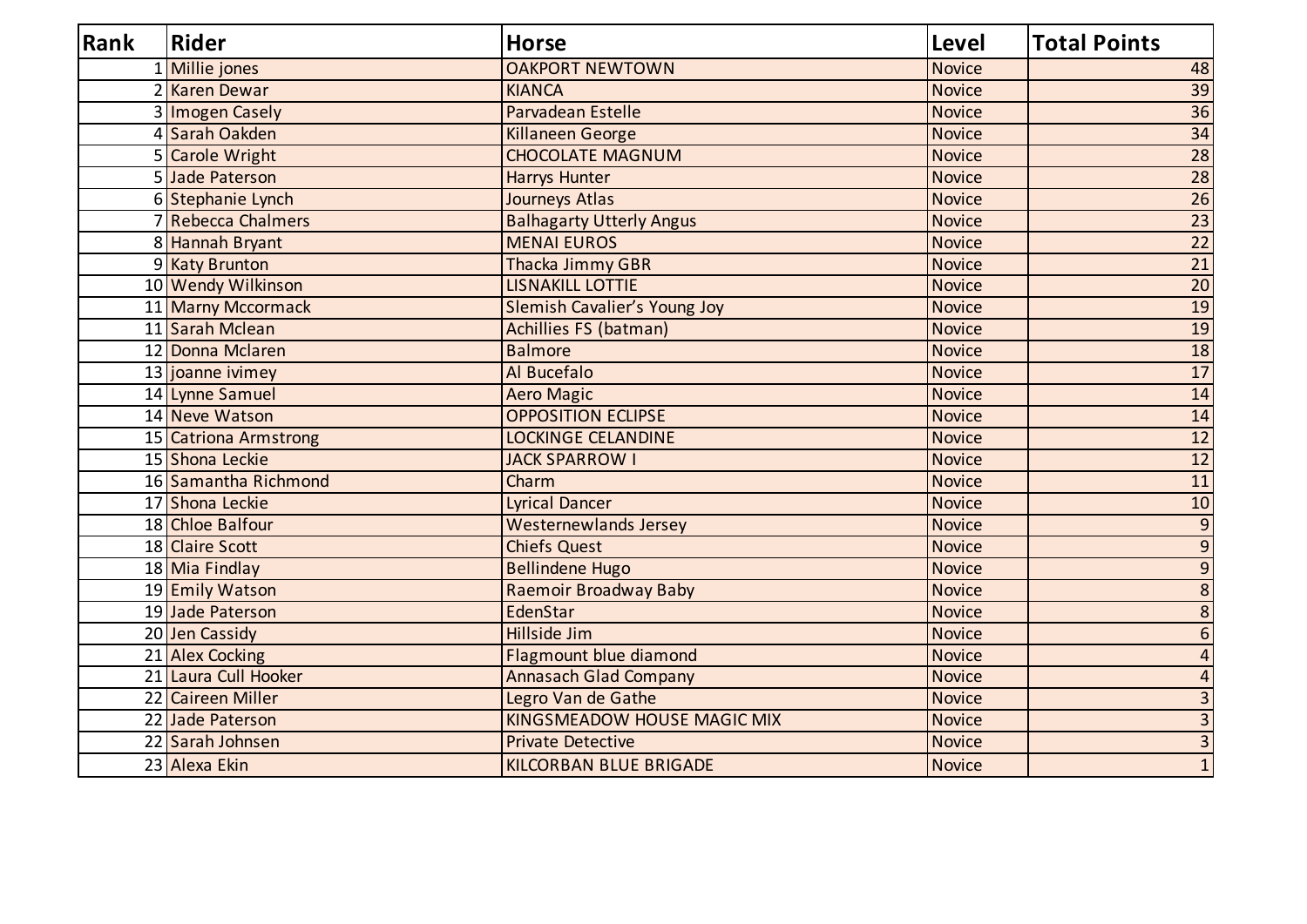| Rank | Rider | Horse | Level | Total Points |
|---|---|---|---|---|
| 1 | Millie jones | OAKPORT NEWTOWN | Novice | 48 |
| 2 | Karen Dewar | KIANCA | Novice | 39 |
| 3 | Imogen Casely | Parvadean Estelle | Novice | 36 |
| 4 | Sarah Oakden | Killaneen George | Novice | 34 |
| 5 | Carole Wright | CHOCOLATE MAGNUM | Novice | 28 |
| 5 | Jade Paterson | Harrys Hunter | Novice | 28 |
| 6 | Stephanie Lynch | Journeys Atlas | Novice | 26 |
| 7 | Rebecca Chalmers | Balhagarty Utterly Angus | Novice | 23 |
| 8 | Hannah Bryant | MENAI EUROS | Novice | 22 |
| 9 | Katy Brunton | Thacka Jimmy GBR | Novice | 21 |
| 10 | Wendy Wilkinson | LISNAKILL LOTTIE | Novice | 20 |
| 11 | Marny Mccormack | Slemish Cavalier's Young Joy | Novice | 19 |
| 11 | Sarah Mclean | Achillies FS (batman) | Novice | 19 |
| 12 | Donna Mclaren | Balmore | Novice | 18 |
| 13 | joanne ivimey | Al Bucefalo | Novice | 17 |
| 14 | Lynne Samuel | Aero Magic | Novice | 14 |
| 14 | Neve Watson | OPPOSITION ECLIPSE | Novice | 14 |
| 15 | Catriona Armstrong | LOCKINGE CELANDINE | Novice | 12 |
| 15 | Shona Leckie | JACK SPARROW I | Novice | 12 |
| 16 | Samantha Richmond | Charm | Novice | 11 |
| 17 | Shona Leckie | Lyrical Dancer | Novice | 10 |
| 18 | Chloe Balfour | Westernewlands Jersey | Novice | 9 |
| 18 | Claire Scott | Chiefs Quest | Novice | 9 |
| 18 | Mia Findlay | Bellindene Hugo | Novice | 9 |
| 19 | Emily Watson | Raemoir Broadway Baby | Novice | 8 |
| 19 | Jade Paterson | EdenStar | Novice | 8 |
| 20 | Jen Cassidy | Hillside Jim | Novice | 6 |
| 21 | Alex Cocking | Flagmount blue diamond | Novice | 4 |
| 21 | Laura Cull Hooker | Annasach Glad Company | Novice | 4 |
| 22 | Caireen Miller | Legro Van de Gathe | Novice | 3 |
| 22 | Jade Paterson | KINGSMEADOW HOUSE MAGIC MIX | Novice | 3 |
| 22 | Sarah Johnsen | Private Detective | Novice | 3 |
| 23 | Alexa Ekin | KILCORBAN BLUE BRIGADE | Novice | 1 |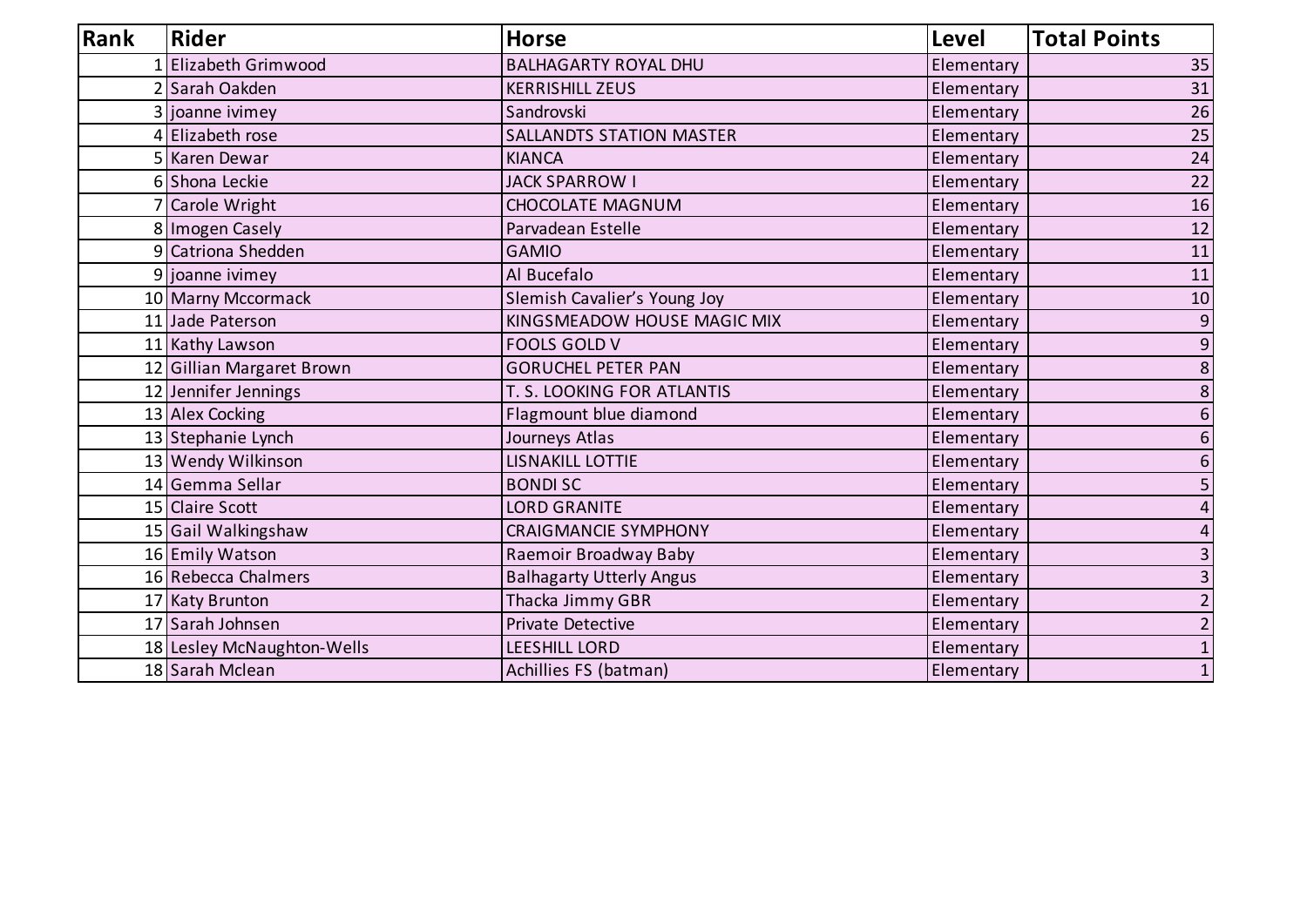| Rank | Rider | Horse | Level | Total Points |
|---|---|---|---|---|
| 1 | Elizabeth Grimwood | BALHAGARTY ROYAL DHU | Elementary | 35 |
| 2 | Sarah Oakden | KERRISHILL ZEUS | Elementary | 31 |
| 3 | joanne ivimey | Sandrovski | Elementary | 26 |
| 4 | Elizabeth rose | SALLANDTS STATION MASTER | Elementary | 25 |
| 5 | Karen Dewar | KIANCA | Elementary | 24 |
| 6 | Shona Leckie | JACK SPARROW I | Elementary | 22 |
| 7 | Carole Wright | CHOCOLATE MAGNUM | Elementary | 16 |
| 8 | Imogen Casely | Parvadean Estelle | Elementary | 12 |
| 9 | Catriona Shedden | GAMIO | Elementary | 11 |
| 9 | joanne ivimey | Al Bucefalo | Elementary | 11 |
| 10 | Marny Mccormack | Slemish Cavalier's Young Joy | Elementary | 10 |
| 11 | Jade Paterson | KINGSMEADOW HOUSE MAGIC MIX | Elementary | 9 |
| 11 | Kathy Lawson | FOOLS GOLD V | Elementary | 9 |
| 12 | Gillian Margaret Brown | GORUCHEL PETER PAN | Elementary | 8 |
| 12 | Jennifer Jennings | T. S. LOOKING FOR ATLANTIS | Elementary | 8 |
| 13 | Alex Cocking | Flagmount blue diamond | Elementary | 6 |
| 13 | Stephanie Lynch | Journeys Atlas | Elementary | 6 |
| 13 | Wendy Wilkinson | LISNAKILL LOTTIE | Elementary | 6 |
| 14 | Gemma Sellar | BONDI SC | Elementary | 5 |
| 15 | Claire Scott | LORD GRANITE | Elementary | 4 |
| 15 | Gail Walkingshaw | CRAIGMANCIE SYMPHONY | Elementary | 4 |
| 16 | Emily Watson | Raemoir Broadway Baby | Elementary | 3 |
| 16 | Rebecca Chalmers | Balhagarty Utterly Angus | Elementary | 3 |
| 17 | Katy Brunton | Thacka Jimmy GBR | Elementary | 2 |
| 17 | Sarah Johnsen | Private Detective | Elementary | 2 |
| 18 | Lesley McNaughton-Wells | LEESHILL LORD | Elementary | 1 |
| 18 | Sarah Mclean | Achillies FS (batman) | Elementary | 1 |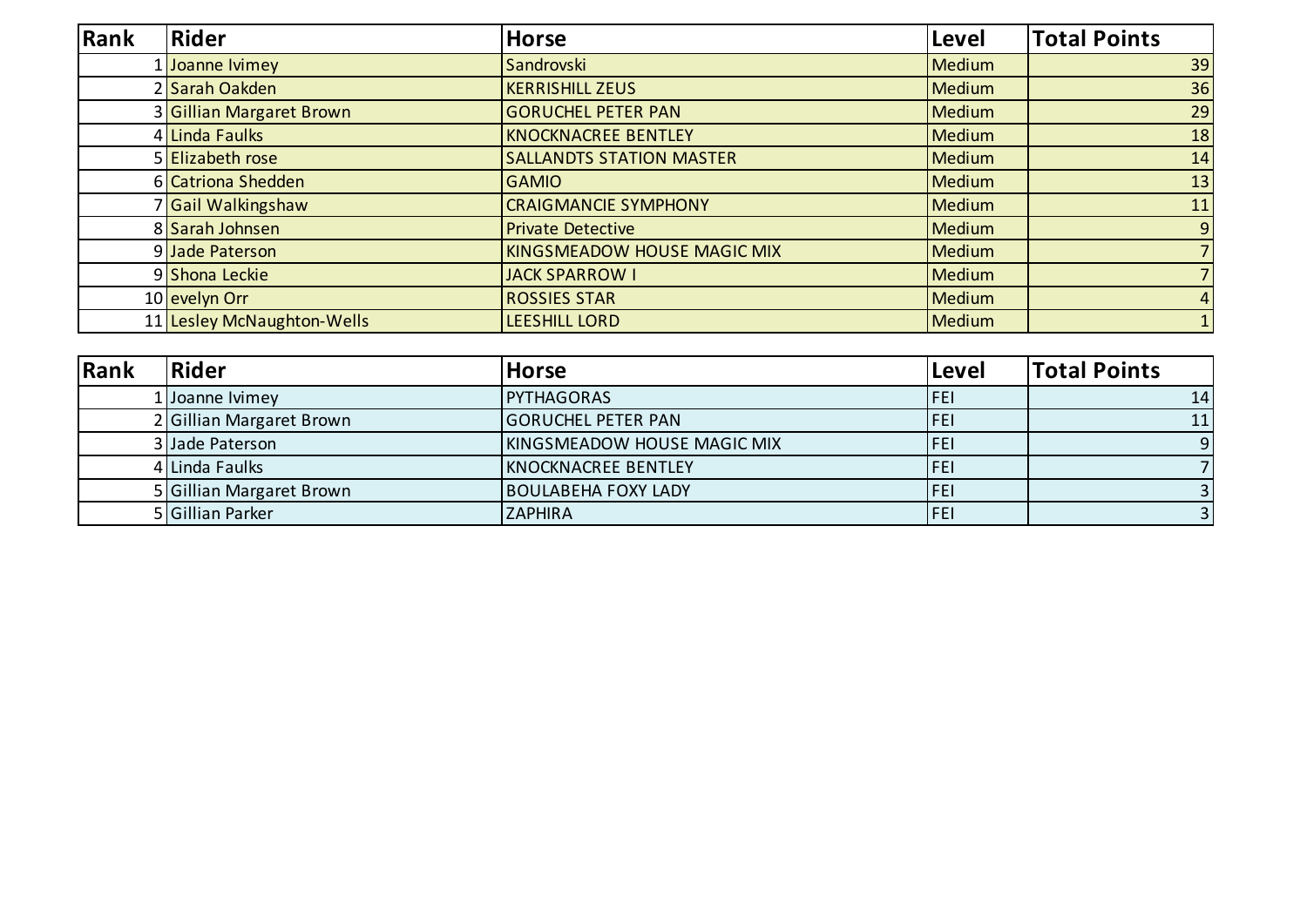| Rank | Rider | Horse | Level | Total Points |
|---|---|---|---|---|
| 1 | Joanne Ivimey | Sandrovski | Medium | 39 |
| 2 | Sarah Oakden | KERRISHILL ZEUS | Medium | 36 |
| 3 | Gillian Margaret Brown | GORUCHEL PETER PAN | Medium | 29 |
| 4 | Linda Faulks | KNOCKNACREE BENTLEY | Medium | 18 |
| 5 | Elizabeth rose | SALLANDTS STATION MASTER | Medium | 14 |
| 6 | Catriona Shedden | GAMIO | Medium | 13 |
| 7 | Gail Walkingshaw | CRAIGMANCIE SYMPHONY | Medium | 11 |
| 8 | Sarah Johnsen | Private Detective | Medium | 9 |
| 9 | Jade Paterson | KINGSMEADOW HOUSE MAGIC MIX | Medium | 7 |
| 9 | Shona Leckie | JACK SPARROW I | Medium | 7 |
| 10 | evelyn Orr | ROSSIES STAR | Medium | 4 |
| 11 | Lesley McNaughton-Wells | LEESHILL LORD | Medium | 1 |

| Rank | Rider | Horse | Level | Total Points |
|---|---|---|---|---|
| 1 | Joanne Ivimey | PYTHAGORAS | FEI | 14 |
| 2 | Gillian Margaret Brown | GORUCHEL PETER PAN | FEI | 11 |
| 3 | Jade Paterson | KINGSMEADOW HOUSE MAGIC MIX | FEI | 9 |
| 4 | Linda Faulks | KNOCKNACREE BENTLEY | FEI | 7 |
| 5 | Gillian Margaret Brown | BOULABEHA FOXY LADY | FEI | 3 |
| 5 | Gillian Parker | ZAPHIRA | FEI | 3 |